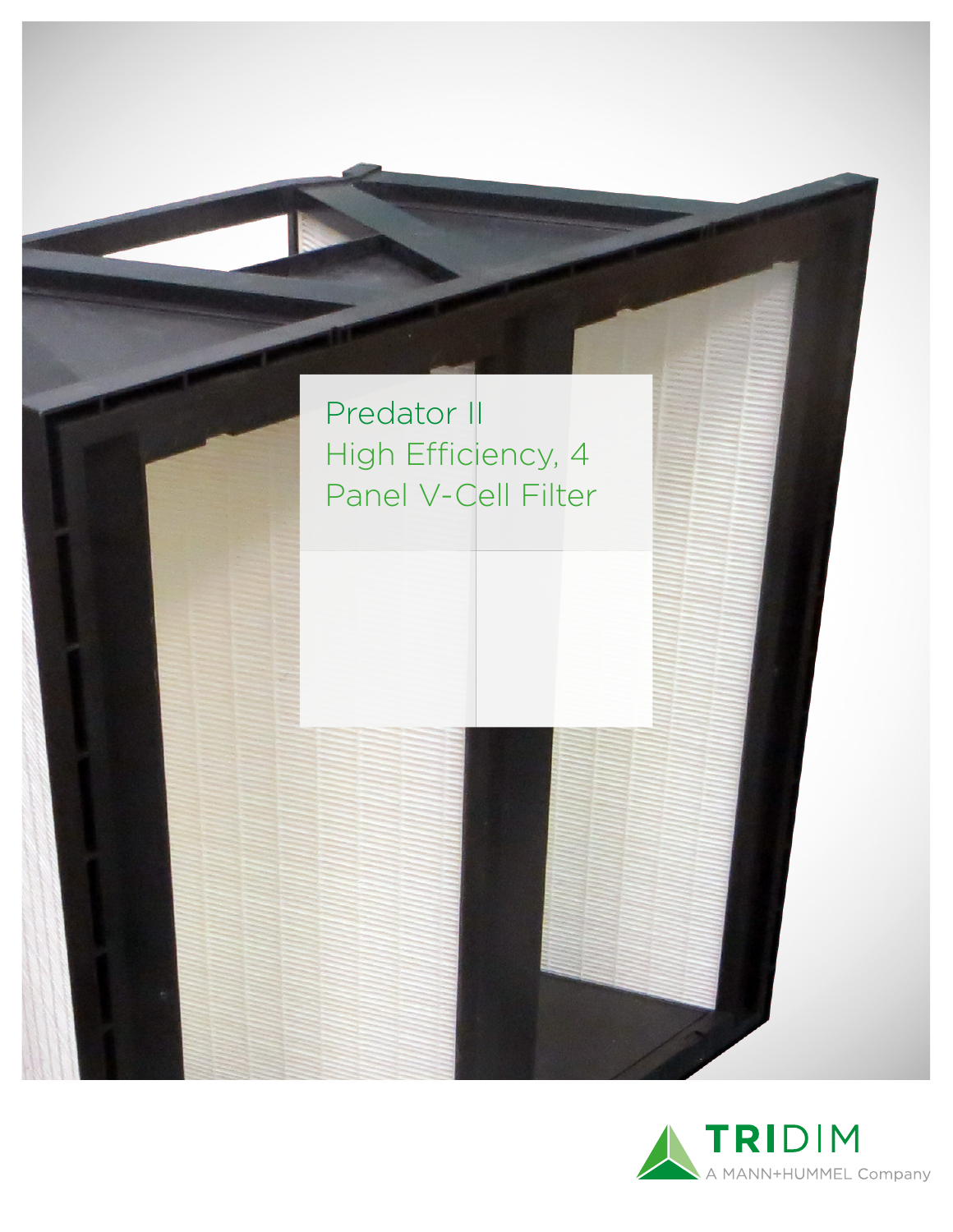# Predator II High Efficiency, 4 Panel V-Cell Filter

TRIDIM
A MANN+HUMMEL Company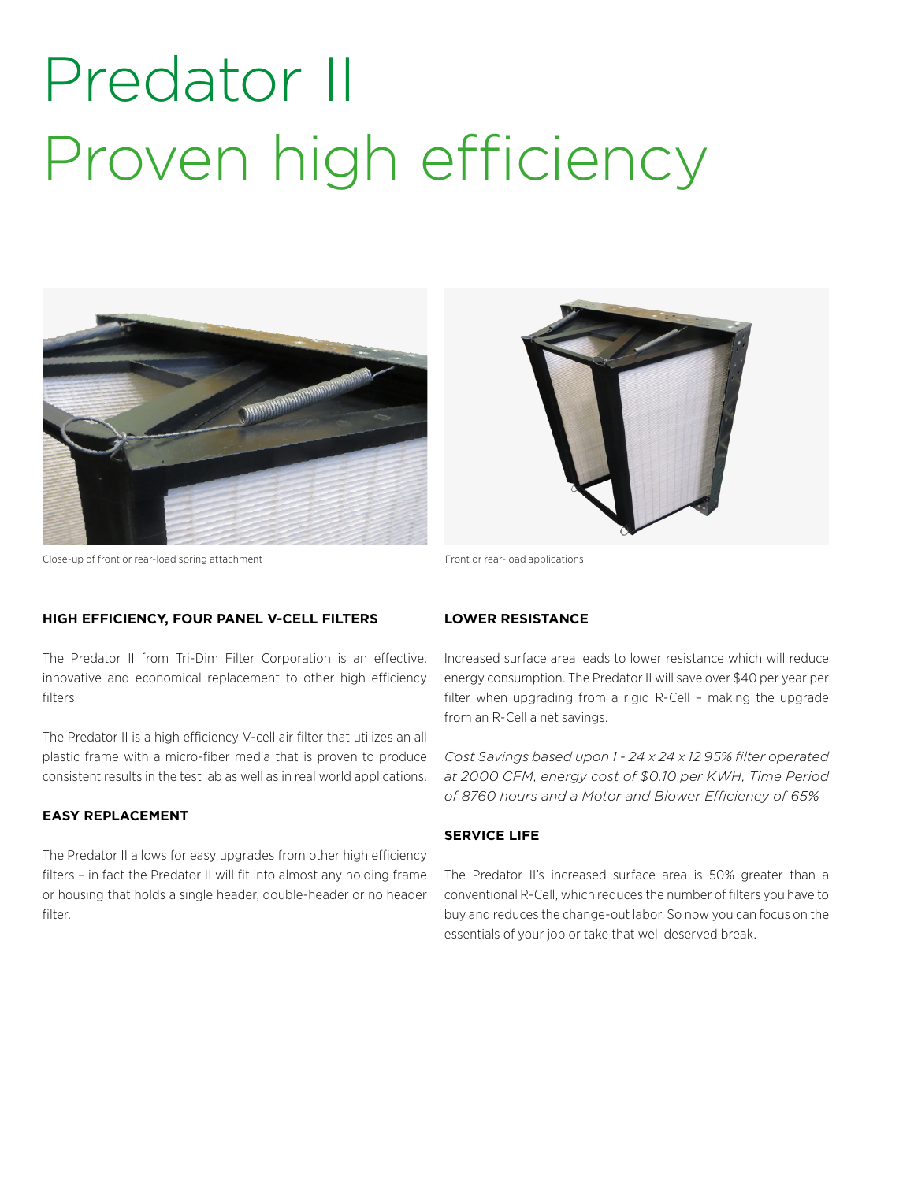# Predator II
# Proven high efficiency

Close-up of front or rear-load spring attachment

Front or rear-load applications

**HIGH EFFICIENCY, FOUR PANEL V-CELL FILTERS**

The Predator II from Tri-Dim Filter Corporation is an effective, innovative and economical replacement to other high efficiency filters.

The Predator II is a high efficiency V-cell air filter that utilizes an all plastic frame with a micro-fiber media that is proven to produce consistent results in the test lab as well as in real world applications.

**EASY REPLACEMENT**

The Predator II allows for easy upgrades from other high efficiency filters – in fact the Predator II will fit into almost any holding frame or housing that holds a single header, double-header or no header filter.

**LOWER RESISTANCE**

Increased surface area leads to lower resistance which will reduce energy consumption. The Predator II will save over $40 per year per filter when upgrading from a rigid R-Cell – making the upgrade from an R-Cell a net savings.

*Cost Savings based upon 1 - 24 x 24 x 12 95% filter operated at 2000 CFM, energy cost of $0.10 per KWH, Time Period of 8760 hours and a Motor and Blower Efficiency of 65%*

**SERVICE LIFE**

The Predator II's increased surface area is 50% greater than a conventional R-Cell, which reduces the number of filters you have to buy and reduces the change-out labor. So now you can focus on the essentials of your job or take that well deserved break.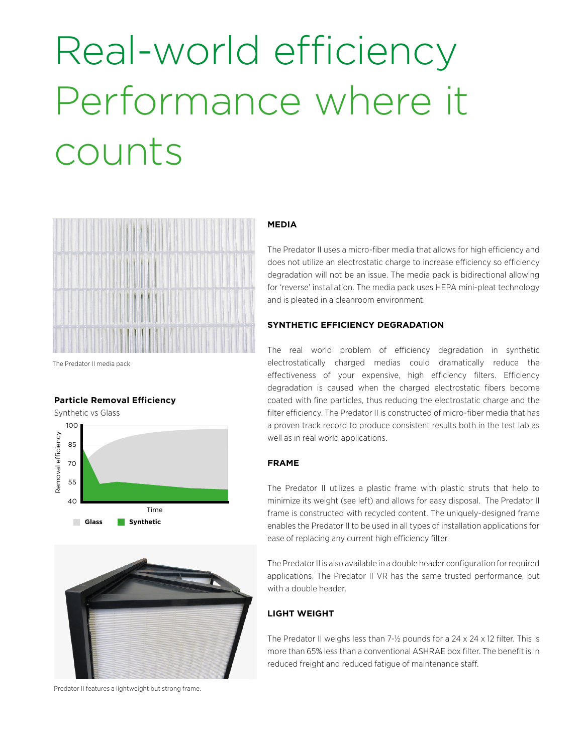# Real-world efficiency Performance where it counts

The Predator II media pack

**Particle Removal Efficiency**

Synthetic vs Glass

Predator II features a lightweight but strong frame.

### MEDIA

The Predator II uses a micro-fiber media that allows for high efficiency and does not utilize an electrostatic charge to increase efficiency so efficiency degradation will not be an issue. The media pack is bidirectional allowing for 'reverse' installation. The media pack uses HEPA mini-pleat technology and is pleated in a cleanroom environment.

### SYNTHETIC EFFICIENCY DEGRADATION

The real world problem of efficiency degradation in synthetic electrostatically charged medias could dramatically reduce the effectiveness of your expensive, high efficiency filters. Efficiency degradation is caused when the charged electrostatic fibers become coated with fine particles, thus reducing the electrostatic charge and the filter efficiency. The Predator II is constructed of micro-fiber media that has a proven track record to produce consistent results both in the test lab as well as in real world applications.

### FRAME

The Predator II utilizes a plastic frame with plastic struts that help to minimize its weight (see left) and allows for easy disposal. The Predator II frame is constructed with recycled content. The uniquely-designed frame enables the Predator II to be used in all types of installation applications for ease of replacing any current high efficiency filter.

The Predator II is also available in a double header configuration for required applications. The Predator II VR has the same trusted performance, but with a double header.

### LIGHT WEIGHT

The Predator II weighs less than 7-½ pounds for a 24 x 24 x 12 filter. This is more than 65% less than a conventional ASHRAE box filter. The benefit is in reduced freight and reduced fatigue of maintenance staff.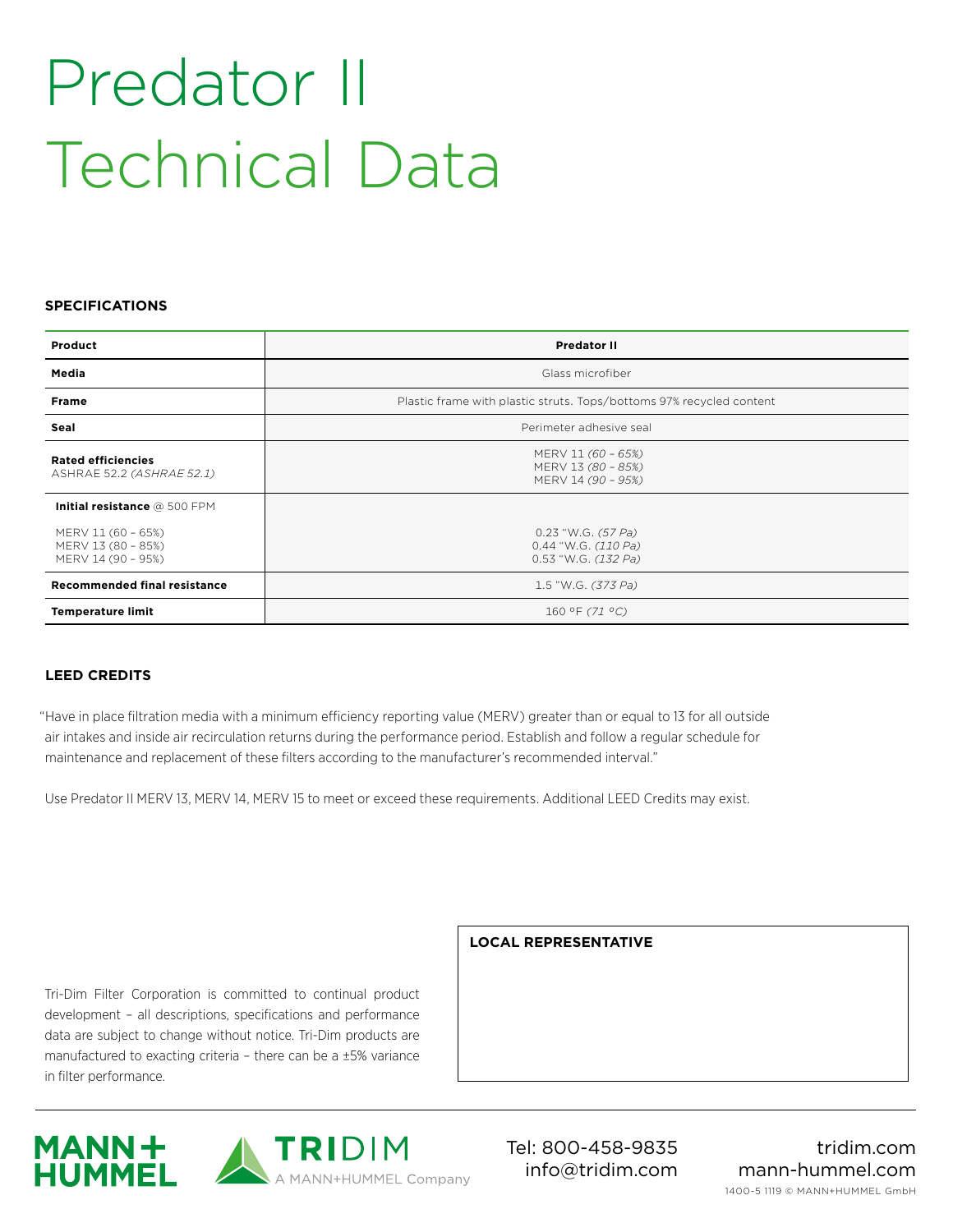# Predator II Technical Data

### SPECIFICATIONS

| Product | Predator II |
|---|---|
| Media | Glass microfiber |
| Frame | Plastic frame with plastic struts. Tops/bottoms 97% recycled content |
| Seal | Perimeter adhesive seal |
| **Rated efficiencies**<br>ASHRAE 52.2 *(ASHRAE 52.1)* | MERV 11 *(60 – 65%)*<br>MERV 13 *(80 – 85%)*<br>MERV 14 *(90 – 95%)* |
| **Initial resistance** @ 500 FPM<br>MERV 11 (60 – 65%)<br>MERV 13 (80 – 85%)<br>MERV 14 (90 – 95%) | 0.23 "W.G. *(57 Pa)*<br>0.44 "W.G. *(110 Pa)*<br>0.53 "W.G. *(132 Pa)* |
| Recommended final resistance | 1.5 "W.G. *(373 Pa)* |
| Temperature limit | 160 °F *(71 °C)* |

### LEED CREDITS

"Have in place filtration media with a minimum efficiency reporting value (MERV) greater than or equal to 13 for all outside air intakes and inside air recirculation returns during the performance period. Establish and follow a regular schedule for maintenance and replacement of these filters according to the manufacturer's recommended interval."

Use Predator II MERV 13, MERV 14, MERV 15 to meet or exceed these requirements. Additional LEED Credits may exist.

Tri-Dim Filter Corporation is committed to continual product development – all descriptions, specifications and performance data are subject to change without notice. Tri-Dim products are manufactured to exacting criteria – there can be a ±5% variance in filter performance.

**LOCAL REPRESENTATIVE**

MANN+HUMMEL

TRIDIM A MANN+HUMMEL Company

Tel: 800-458-9835
info@tridim.com

tridim.com
mann-hummel.com

1400-5 1119 © MANN+HUMMEL GmbH